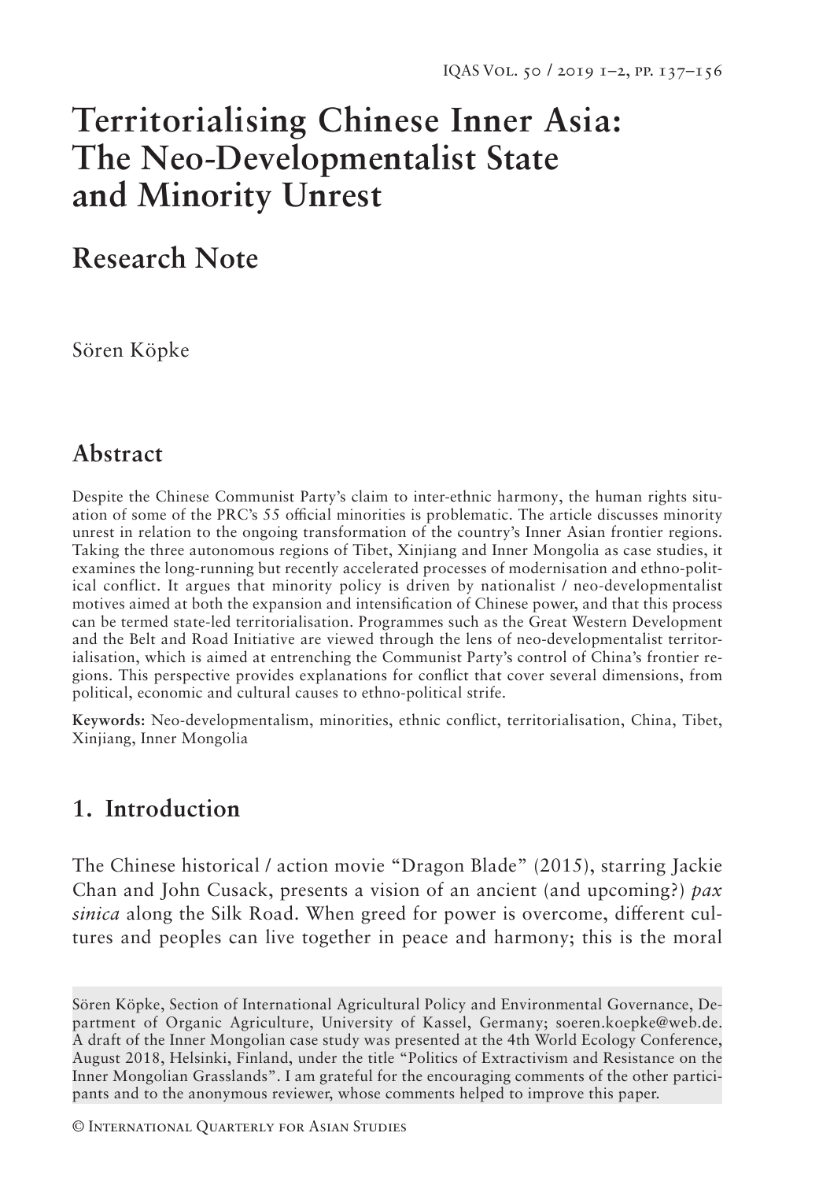# Territorialising Chinese Inner Asia: The Neo-Developmentalist State and Minority Unrest

## Research Note

Sören Köpke

## Abstract

Despite the Chinese Communist Party's claim to inter-ethnic harmony, the human rights situation of some of the PRC's 55 official minorities is problematic. The article discusses minority unrest in relation to the ongoing transformation of the country's Inner Asian frontier regions. Taking the three autonomous regions of Tibet, Xinjiang and Inner Mongolia as case studies, it examines the long-running but recently accelerated processes of modernisation and ethno-political conflict. It argues that minority policy is driven by nationalist / neo-developmentalist motives aimed at both the expansion and intensification of Chinese power, and that this process can be termed state-led territorialisation. Programmes such as the Great Western Development and the Belt and Road Initiative are viewed through the lens of neo-developmentalist territorialisation, which is aimed at entrenching the Communist Party's control of China's frontier regions. This perspective provides explanations for conflict that cover several dimensions, from political, economic and cultural causes to ethno-political strife.

**Keywords:** Neo-developmentalism, minorities, ethnic conflict, territorialisation, China, Tibet, Xinjiang, Inner Mongolia

## 1. Introduction

The Chinese historical / action movie "Dragon Blade" (2015), starring Jackie Chan and John Cusack, presents a vision of an ancient (and upcoming?) *pax sinica* along the Silk Road. When greed for power is overcome, different cultures and peoples can live together in peace and harmony; this is the moral

Sören Köpke, Section of International Agricultural Policy and Environmental Governance, Department of Organic Agriculture, University of Kassel, Germany; soeren.koepke@web.de. A draft of the Inner Mongolian case study was presented at the 4th World Ecology Conference, August 2018, Helsinki, Finland, under the title "Politics of Extractivism and Resistance on the Inner Mongolian Grasslands". I am grateful for the encouraging comments of the other participants and to the anonymous reviewer, whose comments helped to improve this paper.

© International Quarterly for Asian Studies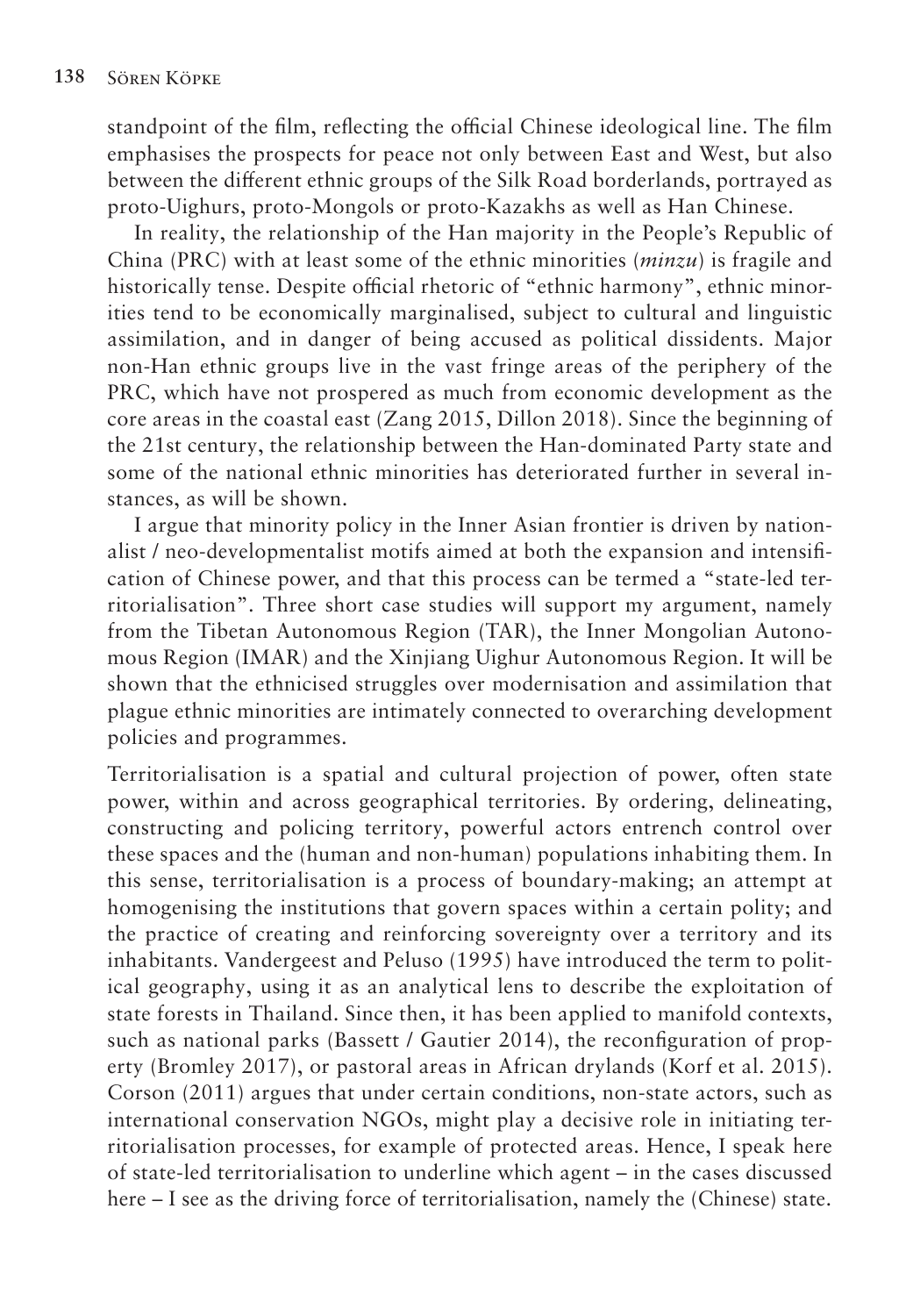standpoint of the film, reflecting the official Chinese ideological line. The film emphasises the prospects for peace not only between East and West, but also between the different ethnic groups of the Silk Road borderlands, portrayed as proto-Uighurs, proto-Mongols or proto-Kazakhs as well as Han Chinese.

In reality, the relationship of the Han majority in the People's Republic of China (PRC) with at least some of the ethnic minorities (*minzu*) is fragile and historically tense. Despite official rhetoric of "ethnic harmony", ethnic minorities tend to be economically marginalised, subject to cultural and linguistic assimilation, and in danger of being accused as political dissidents. Major non-Han ethnic groups live in the vast fringe areas of the periphery of the PRC, which have not prospered as much from economic development as the core areas in the coastal east (Zang 2015, Dillon 2018). Since the beginning of the 21st century, the relationship between the Han-dominated Party state and some of the national ethnic minorities has deteriorated further in several instances, as will be shown.

I argue that minority policy in the Inner Asian frontier is driven by nationalist / neo-developmentalist motifs aimed at both the expansion and intensification of Chinese power, and that this process can be termed a "state-led territorialisation". Three short case studies will support my argument, namely from the Tibetan Autonomous Region (TAR), the Inner Mongolian Autonomous Region (IMAR) and the Xinjiang Uighur Autonomous Region. It will be shown that the ethnicised struggles over modernisation and assimilation that plague ethnic minorities are intimately connected to overarching development policies and programmes.

Territorialisation is a spatial and cultural projection of power, often state power, within and across geographical territories. By ordering, delineating, constructing and policing territory, powerful actors entrench control over these spaces and the (human and non-human) populations inhabiting them. In this sense, territorialisation is a process of boundary-making; an attempt at homogenising the institutions that govern spaces within a certain polity; and the practice of creating and reinforcing sovereignty over a territory and its inhabitants. Vandergeest and Peluso (1995) have introduced the term to political geography, using it as an analytical lens to describe the exploitation of state forests in Thailand. Since then, it has been applied to manifold contexts, such as national parks (Bassett / Gautier 2014), the reconfiguration of property (Bromley 2017), or pastoral areas in African drylands (Korf et al. 2015). Corson (2011) argues that under certain conditions, non-state actors, such as international conservation NGOs, might play a decisive role in initiating territorialisation processes, for example of protected areas. Hence, I speak here of state-led territorialisation to underline which agent – in the cases discussed here – I see as the driving force of territorialisation, namely the (Chinese) state.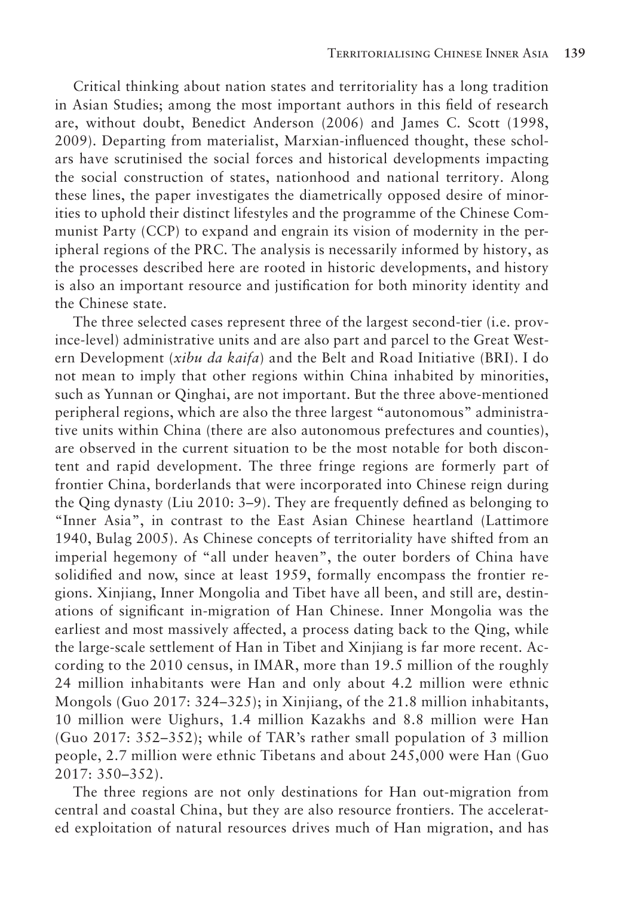Critical thinking about nation states and territoriality has a long tradition in Asian Studies; among the most important authors in this field of research are, without doubt, Benedict Anderson (2006) and James C. Scott (1998, 2009). Departing from materialist, Marxian-influenced thought, these scholars have scrutinised the social forces and historical developments impacting the social construction of states, nationhood and national territory. Along these lines, the paper investigates the diametrically opposed desire of minorities to uphold their distinct lifestyles and the programme of the Chinese Communist Party (CCP) to expand and engrain its vision of modernity in the peripheral regions of the PRC. The analysis is necessarily informed by history, as the processes described here are rooted in historic developments, and history is also an important resource and justification for both minority identity and the Chinese state.

The three selected cases represent three of the largest second-tier (i.e. province-level) administrative units and are also part and parcel to the Great Western Development (*xibu da kaifa*) and the Belt and Road Initiative (BRI). I do not mean to imply that other regions within China inhabited by minorities, such as Yunnan or Qinghai, are not important. But the three above-mentioned peripheral regions, which are also the three largest "autonomous" administrative units within China (there are also autonomous prefectures and counties), are observed in the current situation to be the most notable for both discontent and rapid development. The three fringe regions are formerly part of frontier China, borderlands that were incorporated into Chinese reign during the Qing dynasty (Liu 2010: 3–9). They are frequently defined as belonging to "Inner Asia", in contrast to the East Asian Chinese heartland (Lattimore 1940, Bulag 2005). As Chinese concepts of territoriality have shifted from an imperial hegemony of "all under heaven", the outer borders of China have solidified and now, since at least 1959, formally encompass the frontier regions. Xinjiang, Inner Mongolia and Tibet have all been, and still are, destinations of significant in-migration of Han Chinese. Inner Mongolia was the earliest and most massively affected, a process dating back to the Qing, while the large-scale settlement of Han in Tibet and Xinjiang is far more recent. According to the 2010 census, in IMAR, more than 19.5 million of the roughly 24 million inhabitants were Han and only about 4.2 million were ethnic Mongols (Guo 2017: 324–325); in Xinjiang, of the 21.8 million inhabitants, 10 million were Uighurs, 1.4 million Kazakhs and 8.8 million were Han (Guo 2017: 352–352); while of TAR's rather small population of 3 million people, 2.7 million were ethnic Tibetans and about 245,000 were Han (Guo 2017: 350–352).

The three regions are not only destinations for Han out-migration from central and coastal China, but they are also resource frontiers. The accelerated exploitation of natural resources drives much of Han migration, and has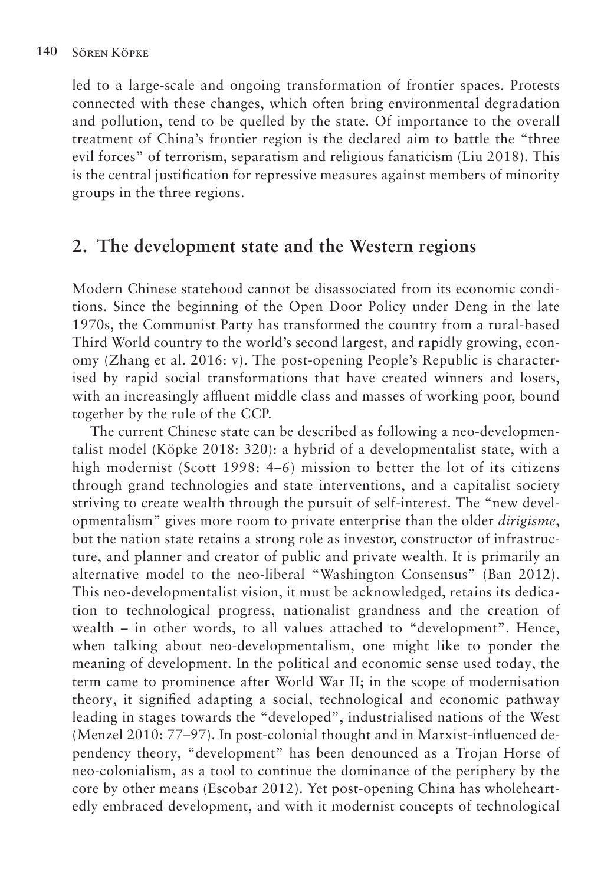led to a large-scale and ongoing transformation of frontier spaces. Protests connected with these changes, which often bring environmental degradation and pollution, tend to be quelled by the state. Of importance to the overall treatment of China's frontier region is the declared aim to battle the "three evil forces" of terrorism, separatism and religious fanaticism (Liu 2018). This is the central justification for repressive measures against members of minority groups in the three regions.

## 2. The development state and the Western regions

Modern Chinese statehood cannot be disassociated from its economic conditions. Since the beginning of the Open Door Policy under Deng in the late 1970s, the Communist Party has transformed the country from a rural-based Third World country to the world's second largest, and rapidly growing, economy (Zhang et al. 2016: v). The post-opening People's Republic is characterised by rapid social transformations that have created winners and losers, with an increasingly affluent middle class and masses of working poor, bound together by the rule of the CCP.

The current Chinese state can be described as following a neo-developmentalist model (Köpke 2018: 320): a hybrid of a developmentalist state, with a high modernist (Scott 1998: 4–6) mission to better the lot of its citizens through grand technologies and state interventions, and a capitalist society striving to create wealth through the pursuit of self-interest. The "new developmentalism" gives more room to private enterprise than the older *dirigisme*, but the nation state retains a strong role as investor, constructor of infrastructure, and planner and creator of public and private wealth. It is primarily an alternative model to the neo-liberal "Washington Consensus" (Ban 2012). This neo-developmentalist vision, it must be acknowledged, retains its dedication to technological progress, nationalist grandness and the creation of wealth – in other words, to all values attached to "development". Hence, when talking about neo-developmentalism, one might like to ponder the meaning of development. In the political and economic sense used today, the term came to prominence after World War II; in the scope of modernisation theory, it signified adapting a social, technological and economic pathway leading in stages towards the "developed", industrialised nations of the West (Menzel 2010: 77–97). In post-colonial thought and in Marxist-influenced dependency theory, "development" has been denounced as a Trojan Horse of neo-colonialism, as a tool to continue the dominance of the periphery by the core by other means (Escobar 2012). Yet post-opening China has wholeheartedly embraced development, and with it modernist concepts of technological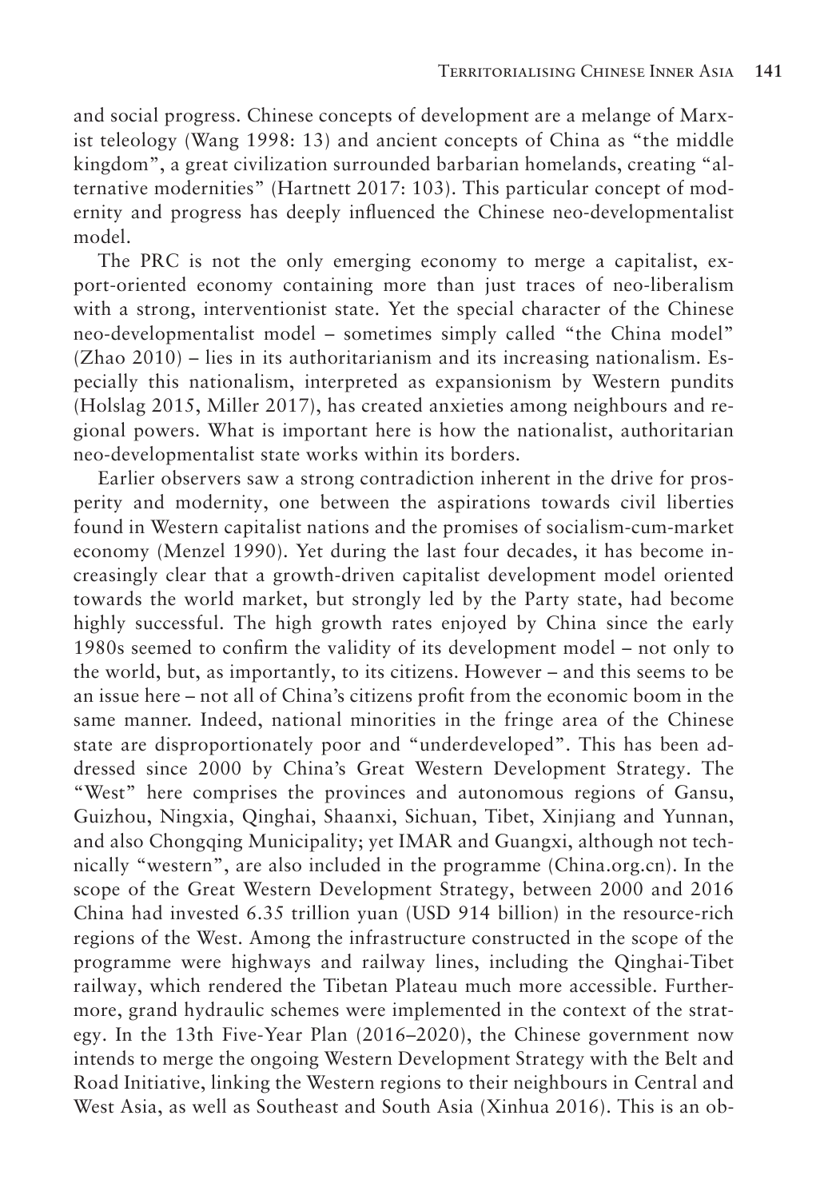and social progress. Chinese concepts of development are a melange of Marxist teleology (Wang 1998: 13) and ancient concepts of China as "the middle kingdom", a great civilization surrounded barbarian homelands, creating "alternative modernities" (Hartnett 2017: 103). This particular concept of modernity and progress has deeply influenced the Chinese neo-developmentalist model.

The PRC is not the only emerging economy to merge a capitalist, export-oriented economy containing more than just traces of neo-liberalism with a strong, interventionist state. Yet the special character of the Chinese neo-developmentalist model – sometimes simply called "the China model" (Zhao 2010) – lies in its authoritarianism and its increasing nationalism. Especially this nationalism, interpreted as expansionism by Western pundits (Holslag 2015, Miller 2017), has created anxieties among neighbours and regional powers. What is important here is how the nationalist, authoritarian neo-developmentalist state works within its borders.

Earlier observers saw a strong contradiction inherent in the drive for prosperity and modernity, one between the aspirations towards civil liberties found in Western capitalist nations and the promises of socialism-cum-market economy (Menzel 1990). Yet during the last four decades, it has become increasingly clear that a growth-driven capitalist development model oriented towards the world market, but strongly led by the Party state, had become highly successful. The high growth rates enjoyed by China since the early 1980s seemed to confirm the validity of its development model – not only to the world, but, as importantly, to its citizens. However – and this seems to be an issue here – not all of China's citizens profit from the economic boom in the same manner. Indeed, national minorities in the fringe area of the Chinese state are disproportionately poor and "underdeveloped". This has been addressed since 2000 by China's Great Western Development Strategy. The "West" here comprises the provinces and autonomous regions of Gansu, Guizhou, Ningxia, Qinghai, Shaanxi, Sichuan, Tibet, Xinjiang and Yunnan, and also Chongqing Municipality; yet IMAR and Guangxi, although not technically "western", are also included in the programme (China.org.cn). In the scope of the Great Western Development Strategy, between 2000 and 2016 China had invested 6.35 trillion yuan (USD 914 billion) in the resource-rich regions of the West. Among the infrastructure constructed in the scope of the programme were highways and railway lines, including the Qinghai-Tibet railway, which rendered the Tibetan Plateau much more accessible. Furthermore, grand hydraulic schemes were implemented in the context of the strategy. In the 13th Five-Year Plan (2016–2020), the Chinese government now intends to merge the ongoing Western Development Strategy with the Belt and Road Initiative, linking the Western regions to their neighbours in Central and West Asia, as well as Southeast and South Asia (Xinhua 2016). This is an ob-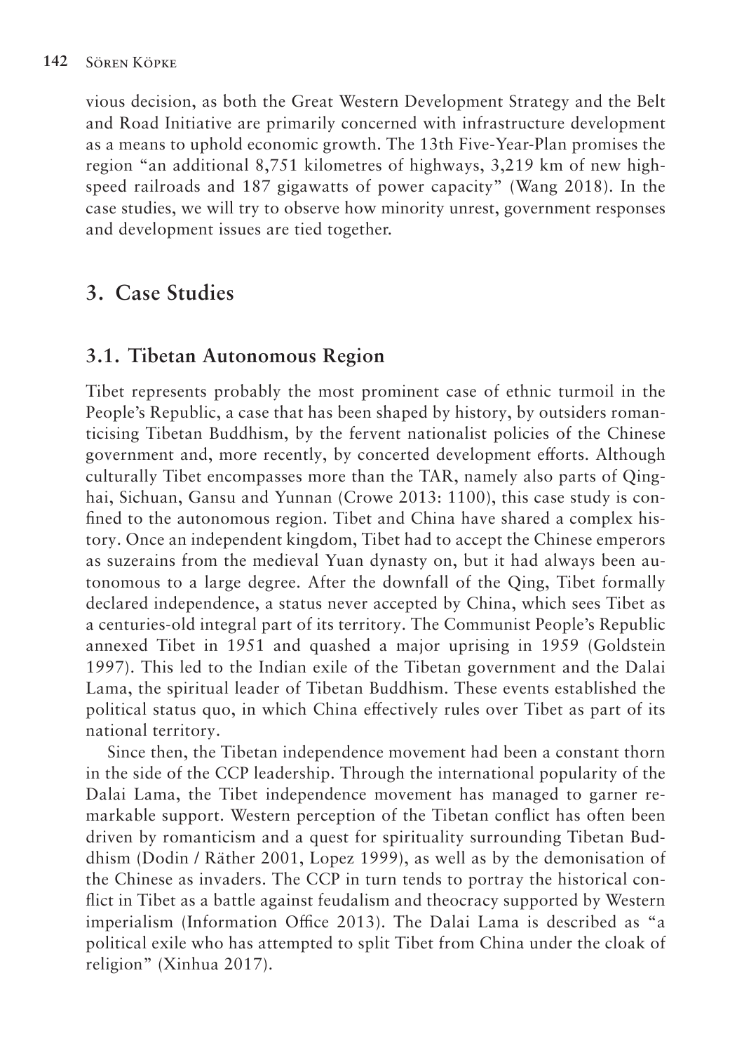vious decision, as both the Great Western Development Strategy and the Belt and Road Initiative are primarily concerned with infrastructure development as a means to uphold economic growth. The 13th Five-Year-Plan promises the region "an additional 8,751 kilometres of highways, 3,219 km of new high-speed railroads and 187 gigawatts of power capacity" (Wang 2018). In the case studies, we will try to observe how minority unrest, government responses and development issues are tied together.

## 3. Case Studies

### 3.1. Tibetan Autonomous Region

Tibet represents probably the most prominent case of ethnic turmoil in the People's Republic, a case that has been shaped by history, by outsiders romanticising Tibetan Buddhism, by the fervent nationalist policies of the Chinese government and, more recently, by concerted development efforts. Although culturally Tibet encompasses more than the TAR, namely also parts of Qinghai, Sichuan, Gansu and Yunnan (Crowe 2013: 1100), this case study is confined to the autonomous region. Tibet and China have shared a complex history. Once an independent kingdom, Tibet had to accept the Chinese emperors as suzerains from the medieval Yuan dynasty on, but it had always been autonomous to a large degree. After the downfall of the Qing, Tibet formally declared independence, a status never accepted by China, which sees Tibet as a centuries-old integral part of its territory. The Communist People's Republic annexed Tibet in 1951 and quashed a major uprising in 1959 (Goldstein 1997). This led to the Indian exile of the Tibetan government and the Dalai Lama, the spiritual leader of Tibetan Buddhism. These events established the political status quo, in which China effectively rules over Tibet as part of its national territory.

Since then, the Tibetan independence movement had been a constant thorn in the side of the CCP leadership. Through the international popularity of the Dalai Lama, the Tibet independence movement has managed to garner remarkable support. Western perception of the Tibetan conflict has often been driven by romanticism and a quest for spirituality surrounding Tibetan Buddhism (Dodin / Räther 2001, Lopez 1999), as well as by the demonisation of the Chinese as invaders. The CCP in turn tends to portray the historical conflict in Tibet as a battle against feudalism and theocracy supported by Western imperialism (Information Office 2013). The Dalai Lama is described as "a political exile who has attempted to split Tibet from China under the cloak of religion" (Xinhua 2017).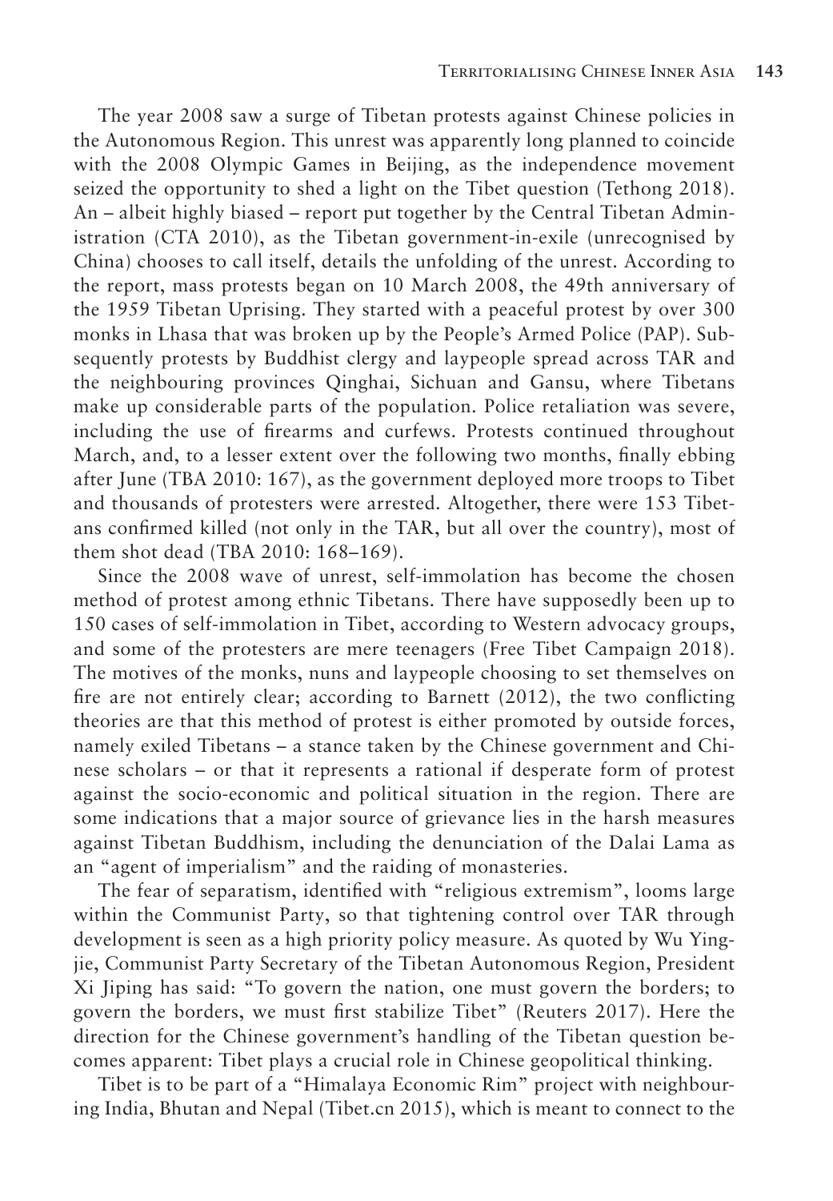The year 2008 saw a surge of Tibetan protests against Chinese policies in the Autonomous Region. This unrest was apparently long planned to coincide with the 2008 Olympic Games in Beijing, as the independence movement seized the opportunity to shed a light on the Tibet question (Tethong 2018). An – albeit highly biased – report put together by the Central Tibetan Administration (CTA 2010), as the Tibetan government-in-exile (unrecognised by China) chooses to call itself, details the unfolding of the unrest. According to the report, mass protests began on 10 March 2008, the 49th anniversary of the 1959 Tibetan Uprising. They started with a peaceful protest by over 300 monks in Lhasa that was broken up by the People's Armed Police (PAP). Subsequently protests by Buddhist clergy and laypeople spread across TAR and the neighbouring provinces Qinghai, Sichuan and Gansu, where Tibetans make up considerable parts of the population. Police retaliation was severe, including the use of firearms and curfews. Protests continued throughout March, and, to a lesser extent over the following two months, finally ebbing after June (TBA 2010: 167), as the government deployed more troops to Tibet and thousands of protesters were arrested. Altogether, there were 153 Tibetans confirmed killed (not only in the TAR, but all over the country), most of them shot dead (TBA 2010: 168–169).

Since the 2008 wave of unrest, self-immolation has become the chosen method of protest among ethnic Tibetans. There have supposedly been up to 150 cases of self-immolation in Tibet, according to Western advocacy groups, and some of the protesters are mere teenagers (Free Tibet Campaign 2018). The motives of the monks, nuns and laypeople choosing to set themselves on fire are not entirely clear; according to Barnett (2012), the two conflicting theories are that this method of protest is either promoted by outside forces, namely exiled Tibetans – a stance taken by the Chinese government and Chinese scholars – or that it represents a rational if desperate form of protest against the socio-economic and political situation in the region. There are some indications that a major source of grievance lies in the harsh measures against Tibetan Buddhism, including the denunciation of the Dalai Lama as an "agent of imperialism" and the raiding of monasteries.

The fear of separatism, identified with "religious extremism", looms large within the Communist Party, so that tightening control over TAR through development is seen as a high priority policy measure. As quoted by Wu Yingjie, Communist Party Secretary of the Tibetan Autonomous Region, President Xi Jiping has said: "To govern the nation, one must govern the borders; to govern the borders, we must first stabilize Tibet" (Reuters 2017). Here the direction for the Chinese government's handling of the Tibetan question becomes apparent: Tibet plays a crucial role in Chinese geopolitical thinking.

Tibet is to be part of a "Himalaya Economic Rim" project with neighbouring India, Bhutan and Nepal (Tibet.cn 2015), which is meant to connect to the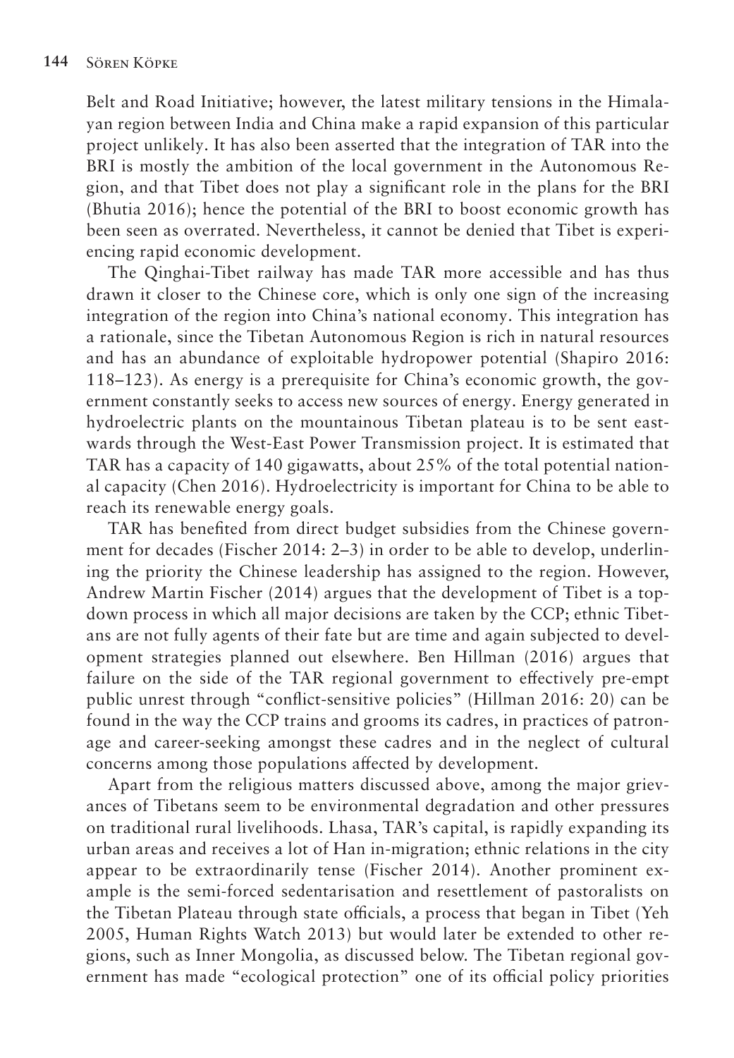Belt and Road Initiative; however, the latest military tensions in the Himalayan region between India and China make a rapid expansion of this particular project unlikely. It has also been asserted that the integration of TAR into the BRI is mostly the ambition of the local government in the Autonomous Region, and that Tibet does not play a significant role in the plans for the BRI (Bhutia 2016); hence the potential of the BRI to boost economic growth has been seen as overrated. Nevertheless, it cannot be denied that Tibet is experiencing rapid economic development.

The Qinghai-Tibet railway has made TAR more accessible and has thus drawn it closer to the Chinese core, which is only one sign of the increasing integration of the region into China's national economy. This integration has a rationale, since the Tibetan Autonomous Region is rich in natural resources and has an abundance of exploitable hydropower potential (Shapiro 2016: 118–123). As energy is a prerequisite for China's economic growth, the government constantly seeks to access new sources of energy. Energy generated in hydroelectric plants on the mountainous Tibetan plateau is to be sent eastwards through the West-East Power Transmission project. It is estimated that TAR has a capacity of 140 gigawatts, about 25% of the total potential national capacity (Chen 2016). Hydroelectricity is important for China to be able to reach its renewable energy goals.

TAR has benefited from direct budget subsidies from the Chinese government for decades (Fischer 2014: 2–3) in order to be able to develop, underlining the priority the Chinese leadership has assigned to the region. However, Andrew Martin Fischer (2014) argues that the development of Tibet is a top-down process in which all major decisions are taken by the CCP; ethnic Tibetans are not fully agents of their fate but are time and again subjected to development strategies planned out elsewhere. Ben Hillman (2016) argues that failure on the side of the TAR regional government to effectively pre-empt public unrest through "conflict-sensitive policies" (Hillman 2016: 20) can be found in the way the CCP trains and grooms its cadres, in practices of patronage and career-seeking amongst these cadres and in the neglect of cultural concerns among those populations affected by development.

Apart from the religious matters discussed above, among the major grievances of Tibetans seem to be environmental degradation and other pressures on traditional rural livelihoods. Lhasa, TAR's capital, is rapidly expanding its urban areas and receives a lot of Han in-migration; ethnic relations in the city appear to be extraordinarily tense (Fischer 2014). Another prominent example is the semi-forced sedentarisation and resettlement of pastoralists on the Tibetan Plateau through state officials, a process that began in Tibet (Yeh 2005, Human Rights Watch 2013) but would later be extended to other regions, such as Inner Mongolia, as discussed below. The Tibetan regional government has made "ecological protection" one of its official policy priorities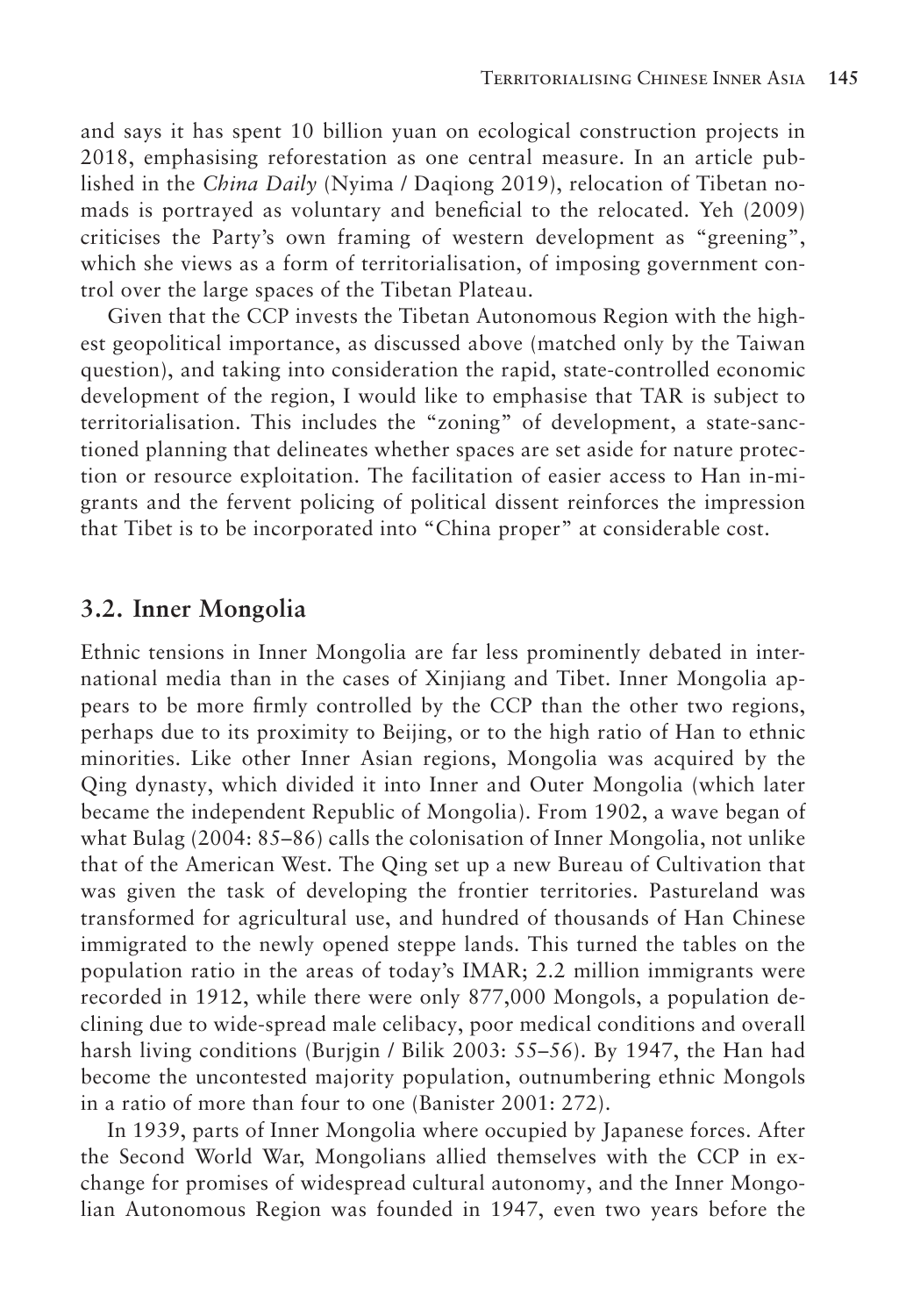and says it has spent 10 billion yuan on ecological construction projects in 2018, emphasising reforestation as one central measure. In an article published in the *China Daily* (Nyima / Daqiong 2019), relocation of Tibetan nomads is portrayed as voluntary and beneficial to the relocated. Yeh (2009) criticises the Party's own framing of western development as "greening", which she views as a form of territorialisation, of imposing government control over the large spaces of the Tibetan Plateau.

Given that the CCP invests the Tibetan Autonomous Region with the highest geopolitical importance, as discussed above (matched only by the Taiwan question), and taking into consideration the rapid, state-controlled economic development of the region, I would like to emphasise that TAR is subject to territorialisation. This includes the "zoning" of development, a state-sanctioned planning that delineates whether spaces are set aside for nature protection or resource exploitation. The facilitation of easier access to Han in-migrants and the fervent policing of political dissent reinforces the impression that Tibet is to be incorporated into "China proper" at considerable cost.

## 3.2. Inner Mongolia

Ethnic tensions in Inner Mongolia are far less prominently debated in international media than in the cases of Xinjiang and Tibet. Inner Mongolia appears to be more firmly controlled by the CCP than the other two regions, perhaps due to its proximity to Beijing, or to the high ratio of Han to ethnic minorities. Like other Inner Asian regions, Mongolia was acquired by the Qing dynasty, which divided it into Inner and Outer Mongolia (which later became the independent Republic of Mongolia). From 1902, a wave began of what Bulag (2004: 85–86) calls the colonisation of Inner Mongolia, not unlike that of the American West. The Qing set up a new Bureau of Cultivation that was given the task of developing the frontier territories. Pastureland was transformed for agricultural use, and hundred of thousands of Han Chinese immigrated to the newly opened steppe lands. This turned the tables on the population ratio in the areas of today's IMAR; 2.2 million immigrants were recorded in 1912, while there were only 877,000 Mongols, a population declining due to wide-spread male celibacy, poor medical conditions and overall harsh living conditions (Burjgin / Bilik 2003: 55–56). By 1947, the Han had become the uncontested majority population, outnumbering ethnic Mongols in a ratio of more than four to one (Banister 2001: 272).

In 1939, parts of Inner Mongolia where occupied by Japanese forces. After the Second World War, Mongolians allied themselves with the CCP in exchange for promises of widespread cultural autonomy, and the Inner Mongolian Autonomous Region was founded in 1947, even two years before the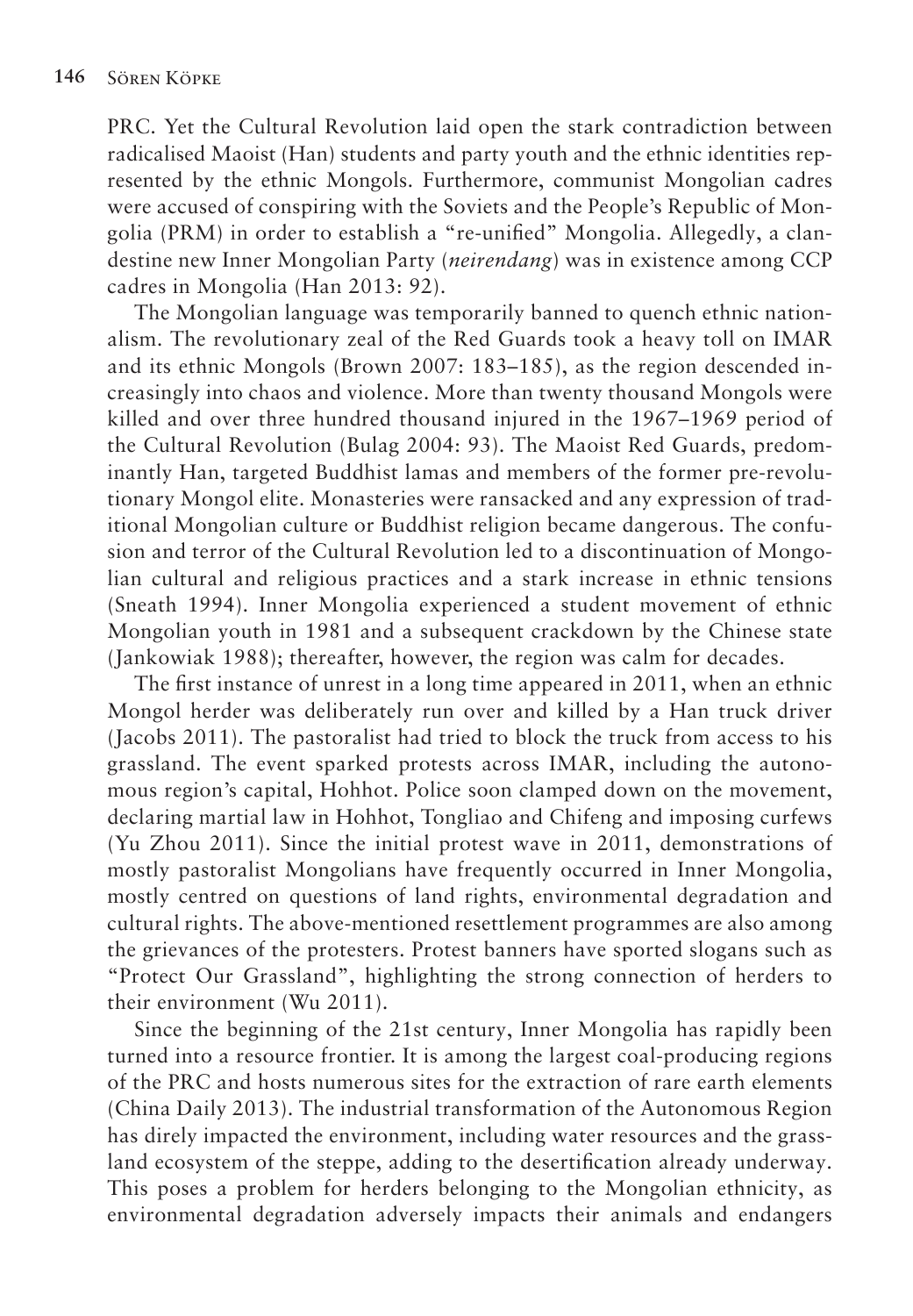PRC. Yet the Cultural Revolution laid open the stark contradiction between radicalised Maoist (Han) students and party youth and the ethnic identities represented by the ethnic Mongols. Furthermore, communist Mongolian cadres were accused of conspiring with the Soviets and the People's Republic of Mongolia (PRM) in order to establish a "re-unified" Mongolia. Allegedly, a clandestine new Inner Mongolian Party (*neirendang*) was in existence among CCP cadres in Mongolia (Han 2013: 92).

The Mongolian language was temporarily banned to quench ethnic nationalism. The revolutionary zeal of the Red Guards took a heavy toll on IMAR and its ethnic Mongols (Brown 2007: 183–185), as the region descended increasingly into chaos and violence. More than twenty thousand Mongols were killed and over three hundred thousand injured in the 1967–1969 period of the Cultural Revolution (Bulag 2004: 93). The Maoist Red Guards, predominantly Han, targeted Buddhist lamas and members of the former pre-revolutionary Mongol elite. Monasteries were ransacked and any expression of traditional Mongolian culture or Buddhist religion became dangerous. The confusion and terror of the Cultural Revolution led to a discontinuation of Mongolian cultural and religious practices and a stark increase in ethnic tensions (Sneath 1994). Inner Mongolia experienced a student movement of ethnic Mongolian youth in 1981 and a subsequent crackdown by the Chinese state (Jankowiak 1988); thereafter, however, the region was calm for decades.

The first instance of unrest in a long time appeared in 2011, when an ethnic Mongol herder was deliberately run over and killed by a Han truck driver (Jacobs 2011). The pastoralist had tried to block the truck from access to his grassland. The event sparked protests across IMAR, including the autonomous region's capital, Hohhot. Police soon clamped down on the movement, declaring martial law in Hohhot, Tongliao and Chifeng and imposing curfews (Yu Zhou 2011). Since the initial protest wave in 2011, demonstrations of mostly pastoralist Mongolians have frequently occurred in Inner Mongolia, mostly centred on questions of land rights, environmental degradation and cultural rights. The above-mentioned resettlement programmes are also among the grievances of the protesters. Protest banners have sported slogans such as "Protect Our Grassland", highlighting the strong connection of herders to their environment (Wu 2011).

Since the beginning of the 21st century, Inner Mongolia has rapidly been turned into a resource frontier. It is among the largest coal-producing regions of the PRC and hosts numerous sites for the extraction of rare earth elements (China Daily 2013). The industrial transformation of the Autonomous Region has direly impacted the environment, including water resources and the grassland ecosystem of the steppe, adding to the desertification already underway. This poses a problem for herders belonging to the Mongolian ethnicity, as environmental degradation adversely impacts their animals and endangers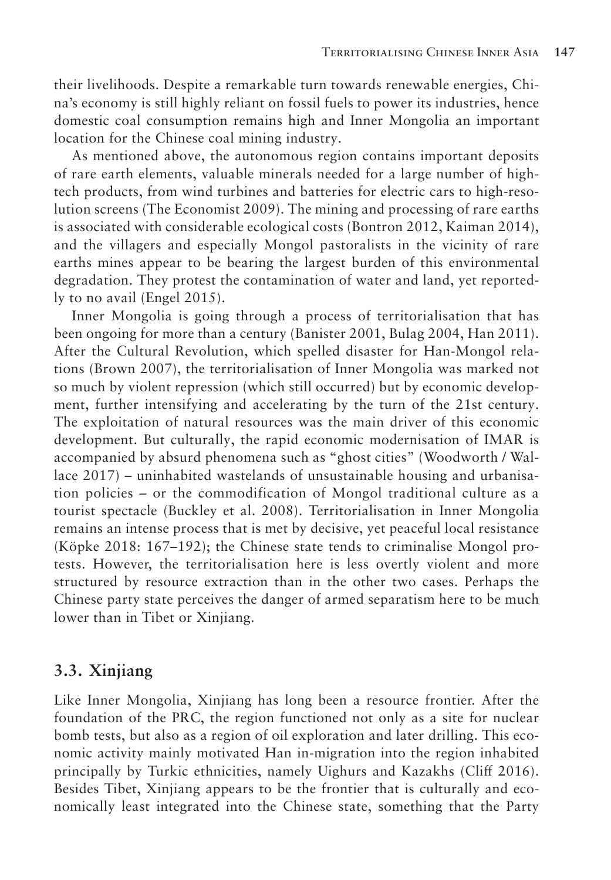their livelihoods. Despite a remarkable turn towards renewable energies, China's economy is still highly reliant on fossil fuels to power its industries, hence domestic coal consumption remains high and Inner Mongolia an important location for the Chinese coal mining industry.

As mentioned above, the autonomous region contains important deposits of rare earth elements, valuable minerals needed for a large number of high-tech products, from wind turbines and batteries for electric cars to high-resolution screens (The Economist 2009). The mining and processing of rare earths is associated with considerable ecological costs (Bontron 2012, Kaiman 2014), and the villagers and especially Mongol pastoralists in the vicinity of rare earths mines appear to be bearing the largest burden of this environmental degradation. They protest the contamination of water and land, yet reportedly to no avail (Engel 2015).

Inner Mongolia is going through a process of territorialisation that has been ongoing for more than a century (Banister 2001, Bulag 2004, Han 2011). After the Cultural Revolution, which spelled disaster for Han-Mongol relations (Brown 2007), the territorialisation of Inner Mongolia was marked not so much by violent repression (which still occurred) but by economic development, further intensifying and accelerating by the turn of the 21st century. The exploitation of natural resources was the main driver of this economic development. But culturally, the rapid economic modernisation of IMAR is accompanied by absurd phenomena such as "ghost cities" (Woodworth / Wallace 2017) – uninhabited wastelands of unsustainable housing and urbanisation policies – or the commodification of Mongol traditional culture as a tourist spectacle (Buckley et al. 2008). Territorialisation in Inner Mongolia remains an intense process that is met by decisive, yet peaceful local resistance (Köpke 2018: 167–192); the Chinese state tends to criminalise Mongol protests. However, the territorialisation here is less overtly violent and more structured by resource extraction than in the other two cases. Perhaps the Chinese party state perceives the danger of armed separatism here to be much lower than in Tibet or Xinjiang.

## 3.3. Xinjiang

Like Inner Mongolia, Xinjiang has long been a resource frontier. After the foundation of the PRC, the region functioned not only as a site for nuclear bomb tests, but also as a region of oil exploration and later drilling. This economic activity mainly motivated Han in-migration into the region inhabited principally by Turkic ethnicities, namely Uighurs and Kazakhs (Cliff 2016). Besides Tibet, Xinjiang appears to be the frontier that is culturally and economically least integrated into the Chinese state, something that the Party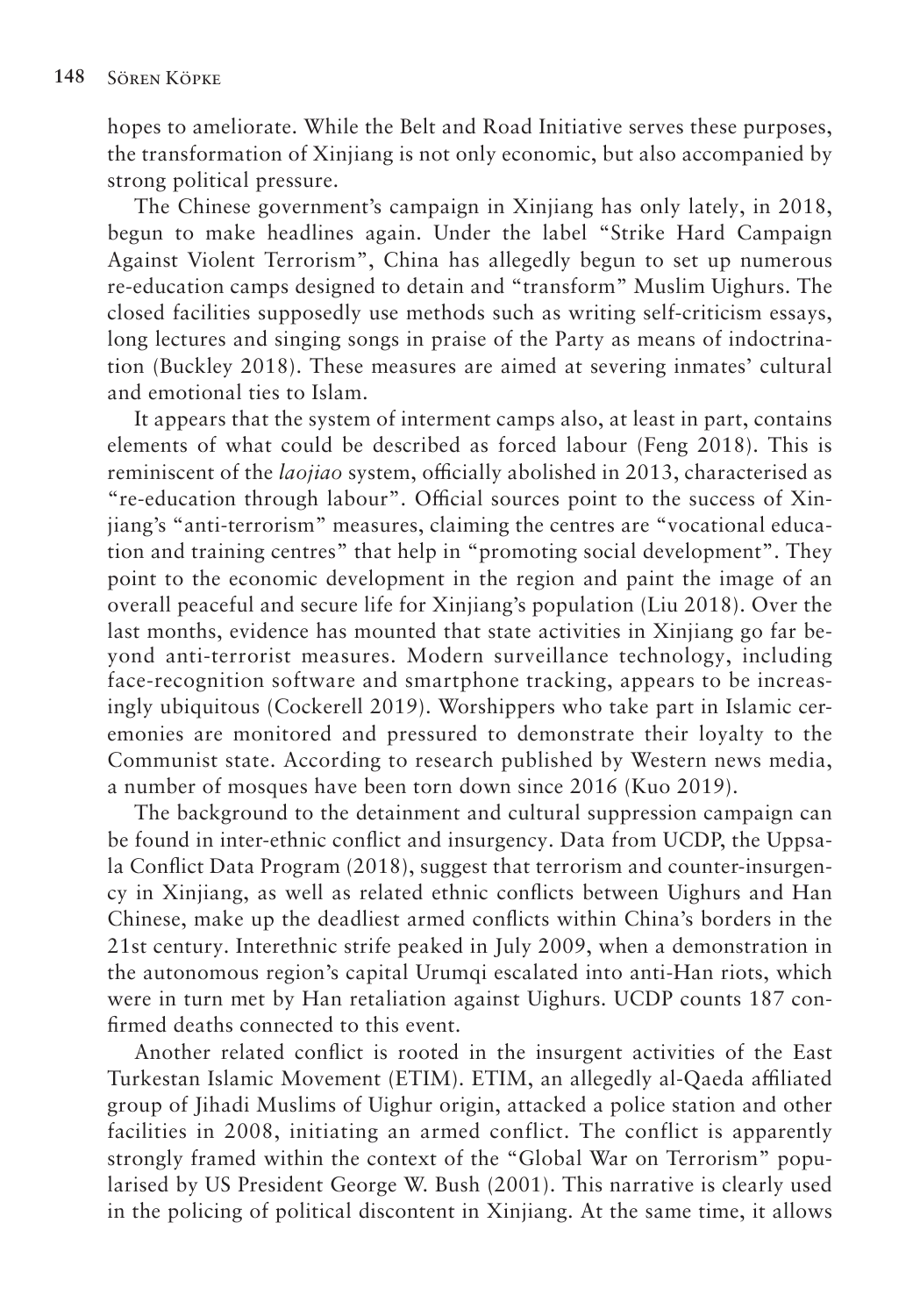hopes to ameliorate. While the Belt and Road Initiative serves these purposes, the transformation of Xinjiang is not only economic, but also accompanied by strong political pressure.

The Chinese government's campaign in Xinjiang has only lately, in 2018, begun to make headlines again. Under the label "Strike Hard Campaign Against Violent Terrorism", China has allegedly begun to set up numerous re-education camps designed to detain and "transform" Muslim Uighurs. The closed facilities supposedly use methods such as writing self-criticism essays, long lectures and singing songs in praise of the Party as means of indoctrination (Buckley 2018). These measures are aimed at severing inmates' cultural and emotional ties to Islam.

It appears that the system of interment camps also, at least in part, contains elements of what could be described as forced labour (Feng 2018). This is reminiscent of the *laojiao* system, officially abolished in 2013, characterised as "re-education through labour". Official sources point to the success of Xinjiang's "anti-terrorism" measures, claiming the centres are "vocational education and training centres" that help in "promoting social development". They point to the economic development in the region and paint the image of an overall peaceful and secure life for Xinjiang's population (Liu 2018). Over the last months, evidence has mounted that state activities in Xinjiang go far beyond anti-terrorist measures. Modern surveillance technology, including face-recognition software and smartphone tracking, appears to be increasingly ubiquitous (Cockerell 2019). Worshippers who take part in Islamic ceremonies are monitored and pressured to demonstrate their loyalty to the Communist state. According to research published by Western news media, a number of mosques have been torn down since 2016 (Kuo 2019).

The background to the detainment and cultural suppression campaign can be found in inter-ethnic conflict and insurgency. Data from UCDP, the Uppsala Conflict Data Program (2018), suggest that terrorism and counter-insurgency in Xinjiang, as well as related ethnic conflicts between Uighurs and Han Chinese, make up the deadliest armed conflicts within China's borders in the 21st century. Interethnic strife peaked in July 2009, when a demonstration in the autonomous region's capital Urumqi escalated into anti-Han riots, which were in turn met by Han retaliation against Uighurs. UCDP counts 187 confirmed deaths connected to this event.

Another related conflict is rooted in the insurgent activities of the East Turkestan Islamic Movement (ETIM). ETIM, an allegedly al-Qaeda affiliated group of Jihadi Muslims of Uighur origin, attacked a police station and other facilities in 2008, initiating an armed conflict. The conflict is apparently strongly framed within the context of the "Global War on Terrorism" popularised by US President George W. Bush (2001). This narrative is clearly used in the policing of political discontent in Xinjiang. At the same time, it allows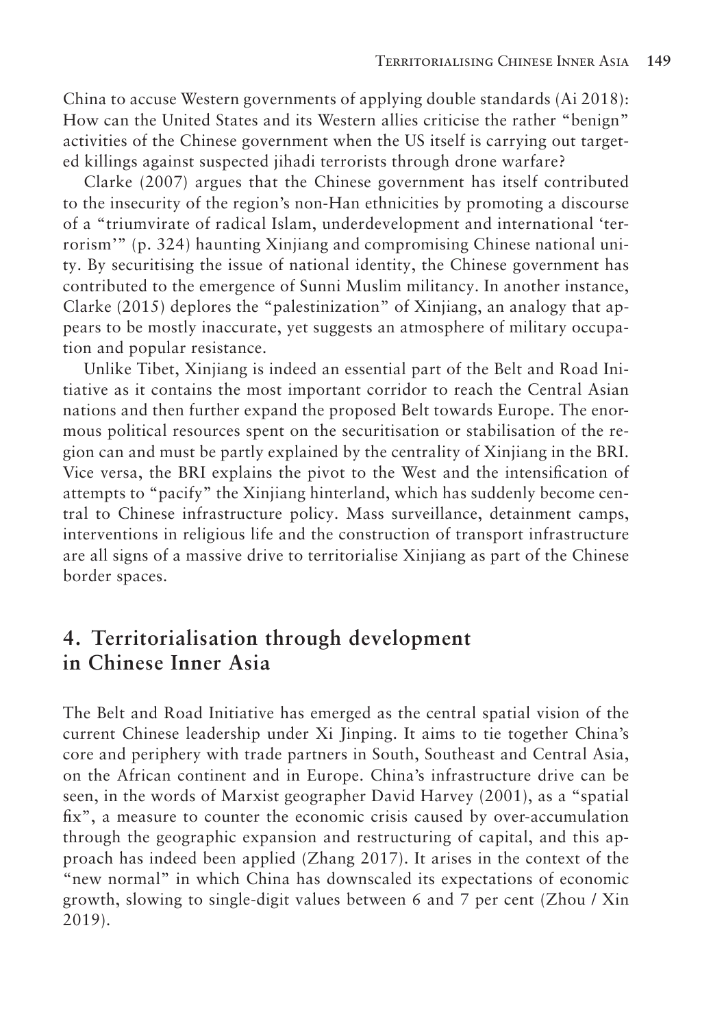China to accuse Western governments of applying double standards (Ai 2018): How can the United States and its Western allies criticise the rather "benign" activities of the Chinese government when the US itself is carrying out targeted killings against suspected jihadi terrorists through drone warfare?

Clarke (2007) argues that the Chinese government has itself contributed to the insecurity of the region's non-Han ethnicities by promoting a discourse of a "triumvirate of radical Islam, underdevelopment and international 'terrorism'" (p. 324) haunting Xinjiang and compromising Chinese national unity. By securitising the issue of national identity, the Chinese government has contributed to the emergence of Sunni Muslim militancy. In another instance, Clarke (2015) deplores the "palestinization" of Xinjiang, an analogy that appears to be mostly inaccurate, yet suggests an atmosphere of military occupation and popular resistance.

Unlike Tibet, Xinjiang is indeed an essential part of the Belt and Road Initiative as it contains the most important corridor to reach the Central Asian nations and then further expand the proposed Belt towards Europe. The enormous political resources spent on the securitisation or stabilisation of the region can and must be partly explained by the centrality of Xinjiang in the BRI. Vice versa, the BRI explains the pivot to the West and the intensification of attempts to "pacify" the Xinjiang hinterland, which has suddenly become central to Chinese infrastructure policy. Mass surveillance, detainment camps, interventions in religious life and the construction of transport infrastructure are all signs of a massive drive to territorialise Xinjiang as part of the Chinese border spaces.

## 4. Territorialisation through development in Chinese Inner Asia

The Belt and Road Initiative has emerged as the central spatial vision of the current Chinese leadership under Xi Jinping. It aims to tie together China's core and periphery with trade partners in South, Southeast and Central Asia, on the African continent and in Europe. China's infrastructure drive can be seen, in the words of Marxist geographer David Harvey (2001), as a "spatial fix", a measure to counter the economic crisis caused by over-accumulation through the geographic expansion and restructuring of capital, and this approach has indeed been applied (Zhang 2017). It arises in the context of the "new normal" in which China has downscaled its expectations of economic growth, slowing to single-digit values between 6 and 7 per cent (Zhou / Xin 2019).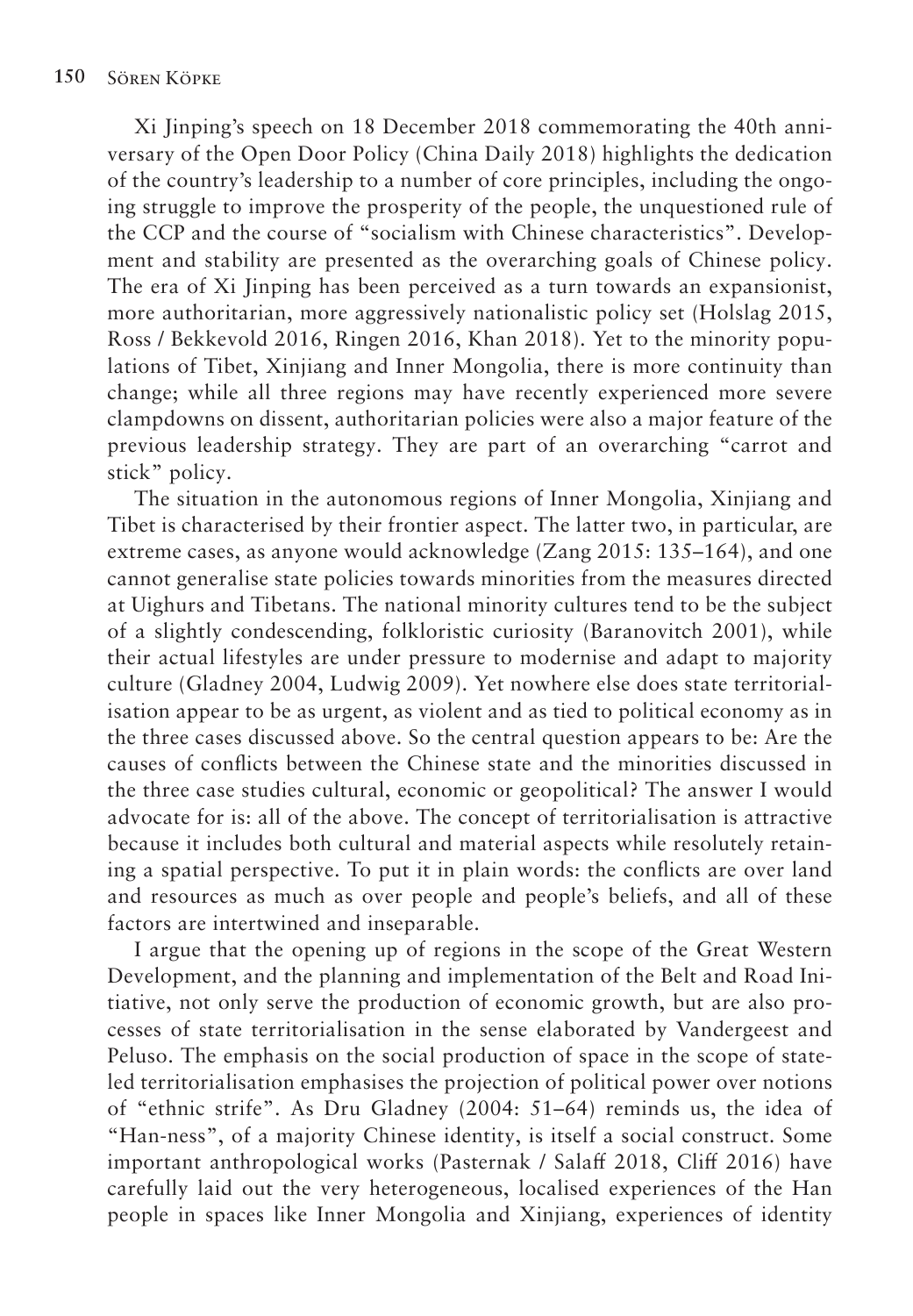Xi Jinping's speech on 18 December 2018 commemorating the 40th anniversary of the Open Door Policy (China Daily 2018) highlights the dedication of the country's leadership to a number of core principles, including the ongoing struggle to improve the prosperity of the people, the unquestioned rule of the CCP and the course of "socialism with Chinese characteristics". Development and stability are presented as the overarching goals of Chinese policy. The era of Xi Jinping has been perceived as a turn towards an expansionist, more authoritarian, more aggressively nationalistic policy set (Holslag 2015, Ross / Bekkevold 2016, Ringen 2016, Khan 2018). Yet to the minority populations of Tibet, Xinjiang and Inner Mongolia, there is more continuity than change; while all three regions may have recently experienced more severe clampdowns on dissent, authoritarian policies were also a major feature of the previous leadership strategy. They are part of an overarching "carrot and stick" policy.

The situation in the autonomous regions of Inner Mongolia, Xinjiang and Tibet is characterised by their frontier aspect. The latter two, in particular, are extreme cases, as anyone would acknowledge (Zang 2015: 135–164), and one cannot generalise state policies towards minorities from the measures directed at Uighurs and Tibetans. The national minority cultures tend to be the subject of a slightly condescending, folkloristic curiosity (Baranovitch 2001), while their actual lifestyles are under pressure to modernise and adapt to majority culture (Gladney 2004, Ludwig 2009). Yet nowhere else does state territorialisation appear to be as urgent, as violent and as tied to political economy as in the three cases discussed above. So the central question appears to be: Are the causes of conflicts between the Chinese state and the minorities discussed in the three case studies cultural, economic or geopolitical? The answer I would advocate for is: all of the above. The concept of territorialisation is attractive because it includes both cultural and material aspects while resolutely retaining a spatial perspective. To put it in plain words: the conflicts are over land and resources as much as over people and people's beliefs, and all of these factors are intertwined and inseparable.

I argue that the opening up of regions in the scope of the Great Western Development, and the planning and implementation of the Belt and Road Initiative, not only serve the production of economic growth, but are also processes of state territorialisation in the sense elaborated by Vandergeest and Peluso. The emphasis on the social production of space in the scope of state-led territorialisation emphasises the projection of political power over notions of "ethnic strife". As Dru Gladney (2004: 51–64) reminds us, the idea of "Han-ness", of a majority Chinese identity, is itself a social construct. Some important anthropological works (Pasternak / Salaff 2018, Cliff 2016) have carefully laid out the very heterogeneous, localised experiences of the Han people in spaces like Inner Mongolia and Xinjiang, experiences of identity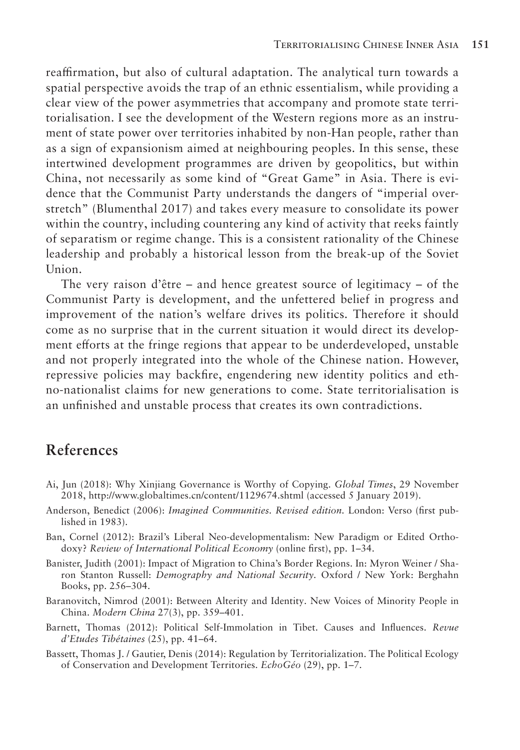reaffirmation, but also of cultural adaptation. The analytical turn towards a spatial perspective avoids the trap of an ethnic essentialism, while providing a clear view of the power asymmetries that accompany and promote state territorialisation. I see the development of the Western regions more as an instrument of state power over territories inhabited by non-Han people, rather than as a sign of expansionism aimed at neighbouring peoples. In this sense, these intertwined development programmes are driven by geopolitics, but within China, not necessarily as some kind of "Great Game" in Asia. There is evidence that the Communist Party understands the dangers of "imperial overstretch" (Blumenthal 2017) and takes every measure to consolidate its power within the country, including countering any kind of activity that reeks faintly of separatism or regime change. This is a consistent rationality of the Chinese leadership and probably a historical lesson from the break-up of the Soviet Union.

The very raison d'être – and hence greatest source of legitimacy – of the Communist Party is development, and the unfettered belief in progress and improvement of the nation's welfare drives its politics. Therefore it should come as no surprise that in the current situation it would direct its development efforts at the fringe regions that appear to be underdeveloped, unstable and not properly integrated into the whole of the Chinese nation. However, repressive policies may backfire, engendering new identity politics and ethno-nationalist claims for new generations to come. State territorialisation is an unfinished and unstable process that creates its own contradictions.

## References

Ai, Jun (2018): Why Xinjiang Governance is Worthy of Copying. *Global Times*, 29 November 2018, http://www.globaltimes.cn/content/1129674.shtml (accessed 5 January 2019).

Anderson, Benedict (2006): *Imagined Communities. Revised edition.* London: Verso (first published in 1983).

Ban, Cornel (2012): Brazil's Liberal Neo-developmentalism: New Paradigm or Edited Orthodoxy? *Review of International Political Economy* (online first), pp. 1–34.

Banister, Judith (2001): Impact of Migration to China's Border Regions. In: Myron Weiner / Sharon Stanton Russell: *Demography and National Security.* Oxford / New York: Berghahn Books, pp. 256–304.

Baranovitch, Nimrod (2001): Between Alterity and Identity. New Voices of Minority People in China. *Modern China* 27(3), pp. 359–401.

Barnett, Thomas (2012): Political Self-Immolation in Tibet. Causes and Influences. *Revue d'Etudes Tibétaines* (25), pp. 41–64.

Bassett, Thomas J. / Gautier, Denis (2014): Regulation by Territorialization. The Political Ecology of Conservation and Development Territories. *EchoGéo* (29), pp. 1–7.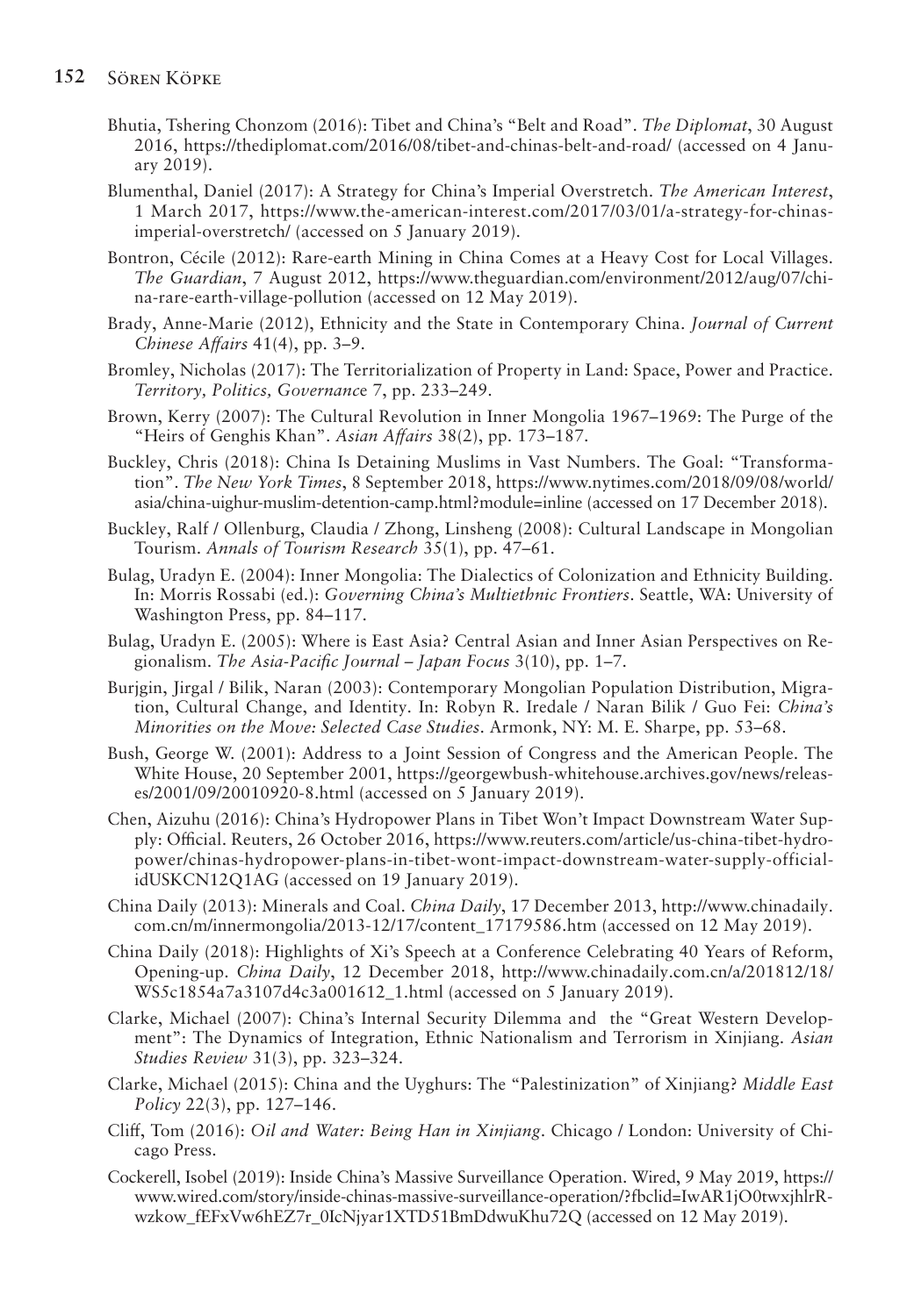Bhutia, Tshering Chonzom (2016): Tibet and China's "Belt and Road". *The Diplomat*, 30 August 2016, https://thediplomat.com/2016/08/tibet-and-chinas-belt-and-road/ (accessed on 4 January 2019).

Blumenthal, Daniel (2017): A Strategy for China's Imperial Overstretch. *The American Interest*, 1 March 2017, https://www.the-american-interest.com/2017/03/01/a-strategy-for-chinas-imperial-overstretch/ (accessed on 5 January 2019).

Bontron, Cécile (2012): Rare-earth Mining in China Comes at a Heavy Cost for Local Villages. *The Guardian*, 7 August 2012, https://www.theguardian.com/environment/2012/aug/07/china-rare-earth-village-pollution (accessed on 12 May 2019).

Brady, Anne-Marie (2012), Ethnicity and the State in Contemporary China. *Journal of Current Chinese Affairs* 41(4), pp. 3–9.

Bromley, Nicholas (2017): The Territorialization of Property in Land: Space, Power and Practice. *Territory, Politics, Governance* 7, pp. 233–249.

Brown, Kerry (2007): The Cultural Revolution in Inner Mongolia 1967–1969: The Purge of the "Heirs of Genghis Khan". *Asian Affairs* 38(2), pp. 173–187.

Buckley, Chris (2018): China Is Detaining Muslims in Vast Numbers. The Goal: "Transformation". *The New York Times*, 8 September 2018, https://www.nytimes.com/2018/09/08/world/asia/china-uighur-muslim-detention-camp.html?module=inline (accessed on 17 December 2018).

Buckley, Ralf / Ollenburg, Claudia / Zhong, Linsheng (2008): Cultural Landscape in Mongolian Tourism. *Annals of Tourism Research* 35(1), pp. 47–61.

Bulag, Uradyn E. (2004): Inner Mongolia: The Dialectics of Colonization and Ethnicity Building. In: Morris Rossabi (ed.): *Governing China's Multiethnic Frontiers*. Seattle, WA: University of Washington Press, pp. 84–117.

Bulag, Uradyn E. (2005): Where is East Asia? Central Asian and Inner Asian Perspectives on Regionalism. *The Asia-Pacific Journal – Japan Focus* 3(10), pp. 1–7.

Burjgin, Jirgal / Bilik, Naran (2003): Contemporary Mongolian Population Distribution, Migration, Cultural Change, and Identity. In: Robyn R. Iredale / Naran Bilik / Guo Fei: *China's Minorities on the Move: Selected Case Studies*. Armonk, NY: M. E. Sharpe, pp. 53–68.

Bush, George W. (2001): Address to a Joint Session of Congress and the American People. The White House, 20 September 2001, https://georgewbush-whitehouse.archives.gov/news/releases/2001/09/20010920-8.html (accessed on 5 January 2019).

Chen, Aizuhu (2016): China's Hydropower Plans in Tibet Won't Impact Downstream Water Supply: Official. Reuters, 26 October 2016, https://www.reuters.com/article/us-china-tibet-hydropower/chinas-hydropower-plans-in-tibet-wont-impact-downstream-water-supply-official-idUSKCN12Q1AG (accessed on 19 January 2019).

China Daily (2013): Minerals and Coal. *China Daily*, 17 December 2013, http://www.chinadaily.com.cn/m/innermongolia/2013-12/17/content_17179586.htm (accessed on 12 May 2019).

China Daily (2018): Highlights of Xi's Speech at a Conference Celebrating 40 Years of Reform, Opening-up. *China Daily*, 12 December 2018, http://www.chinadaily.com.cn/a/201812/18/WS5c1854a7a3107d4c3a001612_1.html (accessed on 5 January 2019).

Clarke, Michael (2007): China's Internal Security Dilemma and the "Great Western Development": The Dynamics of Integration, Ethnic Nationalism and Terrorism in Xinjiang. *Asian Studies Review* 31(3), pp. 323–324.

Clarke, Michael (2015): China and the Uyghurs: The "Palestinization" of Xinjiang? *Middle East Policy* 22(3), pp. 127–146.

Cliff, Tom (2016): *Oil and Water: Being Han in Xinjiang*. Chicago / London: University of Chicago Press.

Cockerell, Isobel (2019): Inside China's Massive Surveillance Operation. Wired, 9 May 2019, https://www.wired.com/story/inside-chinas-massive-surveillance-operation/?fbclid=IwAR1jO0twxjhlrRwzkow_fEFxVw6hEZ7r_0IcNjyar1XTD51BmDdwuKhu72Q (accessed on 12 May 2019).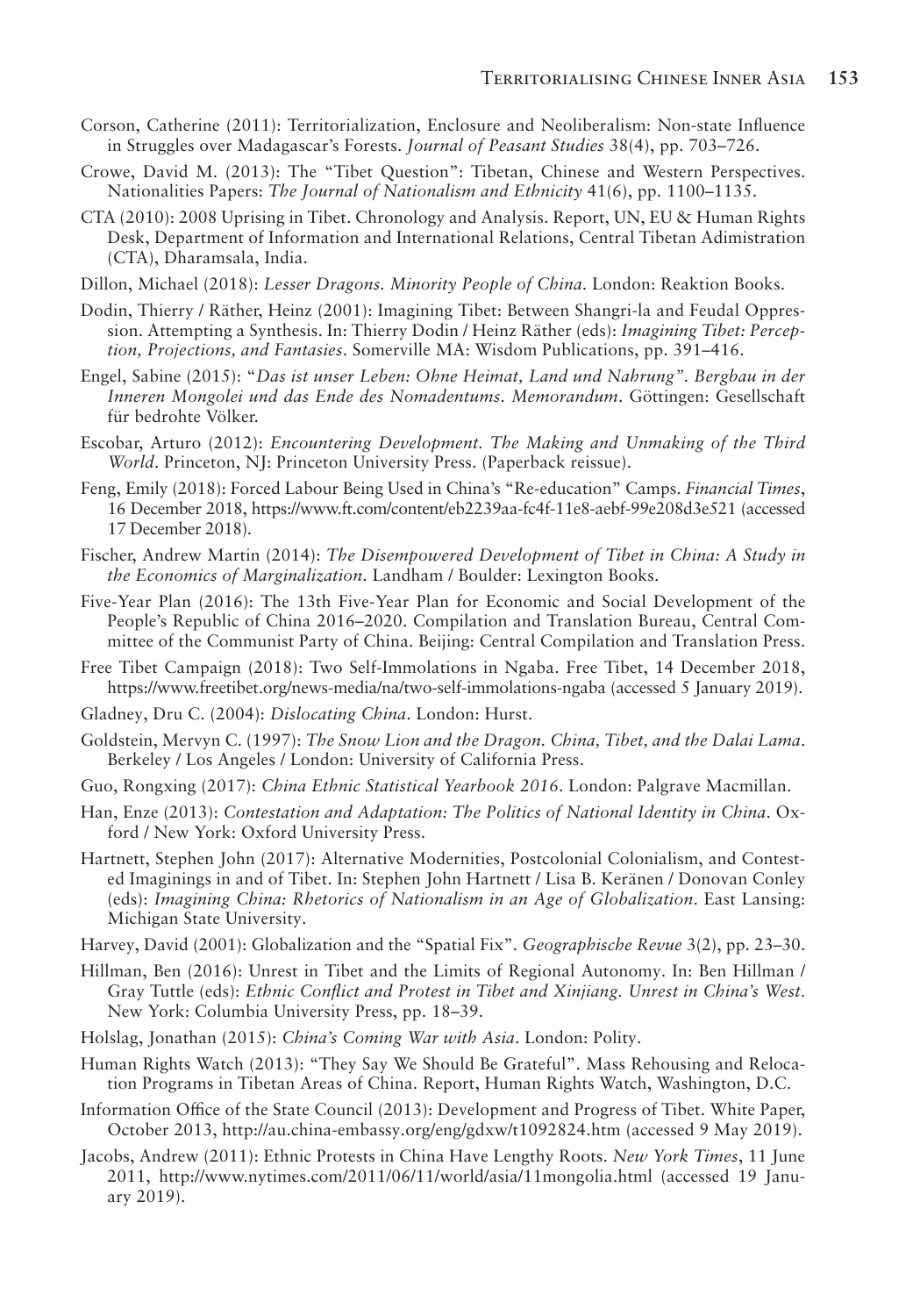Corson, Catherine (2011): Territorialization, Enclosure and Neoliberalism: Non-state Influence in Struggles over Madagascar's Forests. *Journal of Peasant Studies* 38(4), pp. 703–726.

Crowe, David M. (2013): The "Tibet Question": Tibetan, Chinese and Western Perspectives. Nationalities Papers: *The Journal of Nationalism and Ethnicity* 41(6), pp. 1100–1135.

CTA (2010): 2008 Uprising in Tibet. Chronology and Analysis. Report, UN, EU & Human Rights Desk, Department of Information and International Relations, Central Tibetan Adimistration (CTA), Dharamsala, India.

Dillon, Michael (2018): *Lesser Dragons. Minority People of China*. London: Reaktion Books.

Dodin, Thierry / Räther, Heinz (2001): Imagining Tibet: Between Shangri-la and Feudal Oppression. Attempting a Synthesis. In: Thierry Dodin / Heinz Räther (eds): *Imagining Tibet: Perception, Projections, and Fantasies*. Somerville MA: Wisdom Publications, pp. 391–416.

Engel, Sabine (2015): "*Das ist unser Leben: Ohne Heimat, Land und Nahrung". Bergbau in der Inneren Mongolei und das Ende des Nomadentums. Memorandum*. Göttingen: Gesellschaft für bedrohte Völker.

Escobar, Arturo (2012): *Encountering Development. The Making and Unmaking of the Third World*. Princeton, NJ: Princeton University Press. (Paperback reissue).

Feng, Emily (2018): Forced Labour Being Used in China's "Re-education" Camps. *Financial Times*, 16 December 2018, https://www.ft.com/content/eb2239aa-fc4f-11e8-aebf-99e208d3e521 (accessed 17 December 2018).

Fischer, Andrew Martin (2014): *The Disempowered Development of Tibet in China: A Study in the Economics of Marginalization*. Landham / Boulder: Lexington Books.

Five-Year Plan (2016): The 13th Five-Year Plan for Economic and Social Development of the People's Republic of China 2016–2020. Compilation and Translation Bureau, Central Committee of the Communist Party of China. Beijing: Central Compilation and Translation Press.

Free Tibet Campaign (2018): Two Self-Immolations in Ngaba. Free Tibet, 14 December 2018, https://www.freetibet.org/news-media/na/two-self-immolations-ngaba (accessed 5 January 2019).

Gladney, Dru C. (2004): *Dislocating China*. London: Hurst.

Goldstein, Mervyn C. (1997): *The Snow Lion and the Dragon. China, Tibet, and the Dalai Lama*. Berkeley / Los Angeles / London: University of California Press.

Guo, Rongxing (2017): *China Ethnic Statistical Yearbook 2016*. London: Palgrave Macmillan.

Han, Enze (2013): *Contestation and Adaptation: The Politics of National Identity in China*. Oxford / New York: Oxford University Press.

Hartnett, Stephen John (2017): Alternative Modernities, Postcolonial Colonialism, and Contested Imaginings in and of Tibet. In: Stephen John Hartnett / Lisa B. Keränen / Donovan Conley (eds): *Imagining China: Rhetorics of Nationalism in an Age of Globalization*. East Lansing: Michigan State University.

Harvey, David (2001): Globalization and the "Spatial Fix". *Geographische Revue* 3(2), pp. 23–30.

Hillman, Ben (2016): Unrest in Tibet and the Limits of Regional Autonomy. In: Ben Hillman / Gray Tuttle (eds): *Ethnic Conflict and Protest in Tibet and Xinjiang. Unrest in China's West*. New York: Columbia University Press, pp. 18–39.

Holslag, Jonathan (2015): *China's Coming War with Asia*. London: Polity.

Human Rights Watch (2013): "They Say We Should Be Grateful". Mass Rehousing and Relocation Programs in Tibetan Areas of China. Report, Human Rights Watch, Washington, D.C.

Information Office of the State Council (2013): Development and Progress of Tibet. White Paper, October 2013, http://au.china-embassy.org/eng/gdxw/t1092824.htm (accessed 9 May 2019).

Jacobs, Andrew (2011): Ethnic Protests in China Have Lengthy Roots. *New York Times*, 11 June 2011, http://www.nytimes.com/2011/06/11/world/asia/11mongolia.html (accessed 19 January 2019).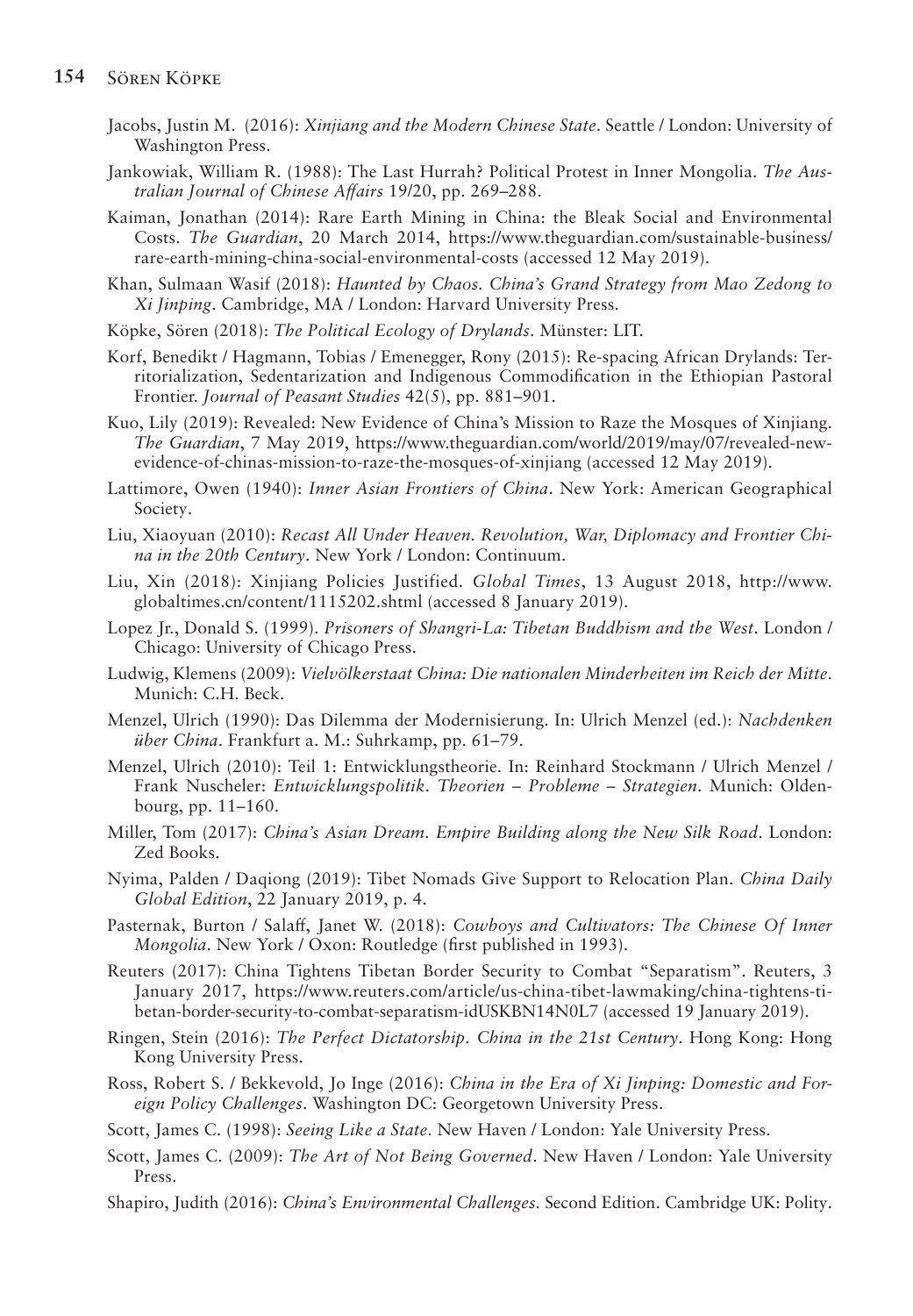Jacobs, Justin M. (2016): *Xinjiang and the Modern Chinese State*. Seattle / London: University of Washington Press.

Jankowiak, William R. (1988): The Last Hurrah? Political Protest in Inner Mongolia. *The Australian Journal of Chinese Affairs* 19/20, pp. 269–288.

Kaiman, Jonathan (2014): Rare Earth Mining in China: the Bleak Social and Environmental Costs. *The Guardian*, 20 March 2014, https://www.theguardian.com/sustainable-business/rare-earth-mining-china-social-environmental-costs (accessed 12 May 2019).

Khan, Sulmaan Wasif (2018): *Haunted by Chaos. China's Grand Strategy from Mao Zedong to Xi Jinping*. Cambridge, MA / London: Harvard University Press.

Köpke, Sören (2018): *The Political Ecology of Drylands*. Münster: LIT.

Korf, Benedikt / Hagmann, Tobias / Emenegger, Rony (2015): Re-spacing African Drylands: Territorialization, Sedentarization and Indigenous Commodification in the Ethiopian Pastoral Frontier. *Journal of Peasant Studies* 42(5), pp. 881–901.

Kuo, Lily (2019): Revealed: New Evidence of China's Mission to Raze the Mosques of Xinjiang. *The Guardian*, 7 May 2019, https://www.theguardian.com/world/2019/may/07/revealed-new-evidence-of-chinas-mission-to-raze-the-mosques-of-xinjiang (accessed 12 May 2019).

Lattimore, Owen (1940): *Inner Asian Frontiers of China*. New York: American Geographical Society.

Liu, Xiaoyuan (2010): *Recast All Under Heaven. Revolution, War, Diplomacy and Frontier China in the 20th Century*. New York / London: Continuum.

Liu, Xin (2018): Xinjiang Policies Justified. *Global Times*, 13 August 2018, http://www.globaltimes.cn/content/1115202.shtml (accessed 8 January 2019).

Lopez Jr., Donald S. (1999). *Prisoners of Shangri-La: Tibetan Buddhism and the West*. London / Chicago: University of Chicago Press.

Ludwig, Klemens (2009): *Vielvölkerstaat China: Die nationalen Minderheiten im Reich der Mitte*. Munich: C.H. Beck.

Menzel, Ulrich (1990): Das Dilemma der Modernisierung. In: Ulrich Menzel (ed.): *Nachdenken über China*. Frankfurt a. M.: Suhrkamp, pp. 61–79.

Menzel, Ulrich (2010): Teil 1: Entwicklungstheorie. In: Reinhard Stockmann / Ulrich Menzel / Frank Nuscheler: *Entwicklungspolitik. Theorien – Probleme – Strategien*. Munich: Oldenbourg, pp. 11–160.

Miller, Tom (2017): *China's Asian Dream. Empire Building along the New Silk Road*. London: Zed Books.

Nyima, Palden / Daqiong (2019): Tibet Nomads Give Support to Relocation Plan. *China Daily Global Edition*, 22 January 2019, p. 4.

Pasternak, Burton / Salaff, Janet W. (2018): *Cowboys and Cultivators: The Chinese Of Inner Mongolia*. New York / Oxon: Routledge (first published in 1993).

Reuters (2017): China Tightens Tibetan Border Security to Combat "Separatism". Reuters, 3 January 2017, https://www.reuters.com/article/us-china-tibet-lawmaking/china-tightens-tibetan-border-security-to-combat-separatism-idUSKBN14N0L7 (accessed 19 January 2019).

Ringen, Stein (2016): *The Perfect Dictatorship. China in the 21st Century*. Hong Kong: Hong Kong University Press.

Ross, Robert S. / Bekkevold, Jo Inge (2016): *China in the Era of Xi Jinping: Domestic and Foreign Policy Challenges*. Washington DC: Georgetown University Press.

Scott, James C. (1998): *Seeing Like a State*. New Haven / London: Yale University Press.

Scott, James C. (2009): *The Art of Not Being Governed*. New Haven / London: Yale University Press.

Shapiro, Judith (2016): *China's Environmental Challenges*. Second Edition. Cambridge UK: Polity.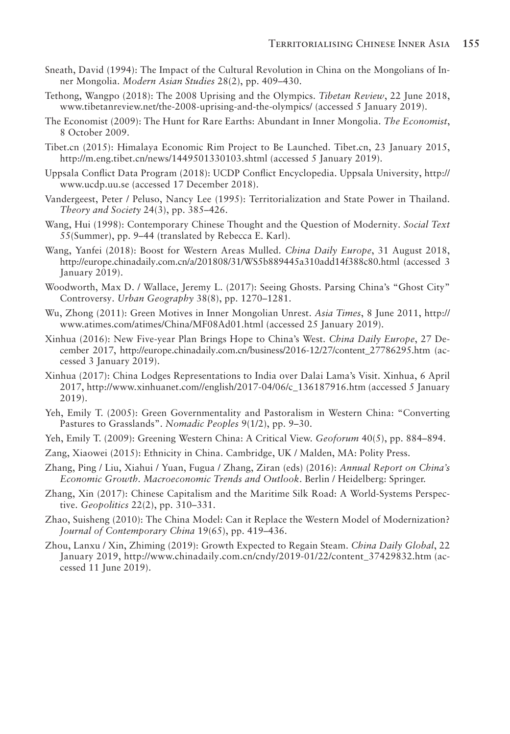Sneath, David (1994): The Impact of the Cultural Revolution in China on the Mongolians of Inner Mongolia. *Modern Asian Studies* 28(2), pp. 409–430.

Tethong, Wangpo (2018): The 2008 Uprising and the Olympics. *Tibetan Review*, 22 June 2018, www.tibetanreview.net/the-2008-uprising-and-the-olympics/ (accessed 5 January 2019).

The Economist (2009): The Hunt for Rare Earths: Abundant in Inner Mongolia. *The Economist*, 8 October 2009.

Tibet.cn (2015): Himalaya Economic Rim Project to Be Launched. Tibet.cn, 23 January 2015, http://m.eng.tibet.cn/news/1449501330103.shtml (accessed 5 January 2019).

Uppsala Conflict Data Program (2018): UCDP Conflict Encyclopedia. Uppsala University, http://www.ucdp.uu.se (accessed 17 December 2018).

Vandergeest, Peter / Peluso, Nancy Lee (1995): Territorialization and State Power in Thailand. *Theory and Society* 24(3), pp. 385–426.

Wang, Hui (1998): Contemporary Chinese Thought and the Question of Modernity. *Social Text* 55(Summer), pp. 9–44 (translated by Rebecca E. Karl).

Wang, Yanfei (2018): Boost for Western Areas Mulled. *China Daily Europe*, 31 August 2018, http://europe.chinadaily.com.cn/a/201808/31/WS5b889445a310add14f388c80.html (accessed 3 January 2019).

Woodworth, Max D. / Wallace, Jeremy L. (2017): Seeing Ghosts. Parsing China's "Ghost City" Controversy. *Urban Geography* 38(8), pp. 1270–1281.

Wu, Zhong (2011): Green Motives in Inner Mongolian Unrest. *Asia Times*, 8 June 2011, http://www.atimes.com/atimes/China/MF08Ad01.html (accessed 25 January 2019).

Xinhua (2016): New Five-year Plan Brings Hope to China's West. *China Daily Europe*, 27 December 2017, http://europe.chinadaily.com.cn/business/2016-12/27/content_27786295.htm (accessed 3 January 2019).

Xinhua (2017): China Lodges Representations to India over Dalai Lama's Visit. Xinhua, 6 April 2017, http://www.xinhuanet.com//english/2017-04/06/c_136187916.htm (accessed 5 January 2019).

Yeh, Emily T. (2005): Green Governmentality and Pastoralism in Western China: "Converting Pastures to Grasslands". *Nomadic Peoples* 9(1/2), pp. 9–30.

Yeh, Emily T. (2009): Greening Western China: A Critical View. *Geoforum* 40(5), pp. 884–894.

Zang, Xiaowei (2015): Ethnicity in China. Cambridge, UK / Malden, MA: Polity Press.

Zhang, Ping / Liu, Xiahui / Yuan, Fugua / Zhang, Ziran (eds) (2016): *Annual Report on China's Economic Growth. Macroeconomic Trends and Outlook*. Berlin / Heidelberg: Springer.

Zhang, Xin (2017): Chinese Capitalism and the Maritime Silk Road: A World-Systems Perspective. *Geopolitics* 22(2), pp. 310–331.

Zhao, Suisheng (2010): The China Model: Can it Replace the Western Model of Modernization? *Journal of Contemporary China* 19(65), pp. 419–436.

Zhou, Lanxu / Xin, Zhiming (2019): Growth Expected to Regain Steam. *China Daily Global*, 22 January 2019, http://www.chinadaily.com.cn/cndy/2019-01/22/content_37429832.htm (accessed 11 June 2019).